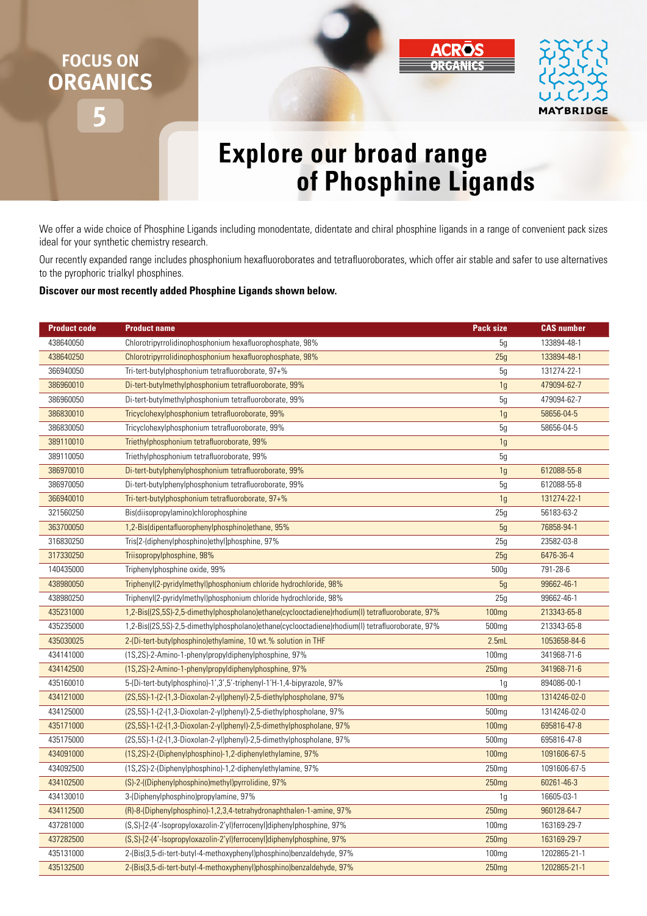FOCUS ON ORGANICS 5

# Explore our broad range of Phosphine Ligands

We offer a wide choice of Phosphine Ligands including monodentate, didentate and chiral phosphine ligands in a range of convenient pack sizes ideal for your synthetic chemistry research.

Our recently expanded range includes phosphonium hexafluoroborates and tetrafluoroborates, which offer air stable and safer to use alternatives to the pyrophoric trialkyl phosphines.

**Discover our most recently added Phosphine Ligands shown below.**

| Product code | Product name | Pack size | CAS number |
|---|---|---|---|
| 438640050 | Chlorotripyrrolidinophosphonium hexafluorophosphate, 98% | 5g | 133894-48-1 |
| 438640250 | Chlorotripyrrolidinophosphonium hexafluorophosphate, 98% | 25g | 133894-48-1 |
| 366940050 | Tri-tert-butylphosphonium tetrafluoroborate, 97+% | 5g | 131274-22-1 |
| 386960010 | Di-tert-butylmethylphosphonium tetrafluoroborate, 99% | 1g | 479094-62-7 |
| 386960050 | Di-tert-butylmethylphosphonium tetrafluoroborate, 99% | 5g | 479094-62-7 |
| 386830010 | Tricyclohexylphosphonium tetrafluoroborate, 99% | 1g | 58656-04-5 |
| 386830050 | Tricyclohexylphosphonium tetrafluoroborate, 99% | 5g | 58656-04-5 |
| 389110010 | Triethylphosphonium tetrafluoroborate, 99% | 1g | |
| 389110050 | Triethylphosphonium tetrafluoroborate, 99% | 5g | |
| 386970010 | Di-tert-butylphenylphosphonium tetrafluoroborate, 99% | 1g | 612088-55-8 |
| 386970050 | Di-tert-butylphenylphosphonium tetrafluoroborate, 99% | 5g | 612088-55-8 |
| 366940010 | Tri-tert-butylphosphonium tetrafluoroborate, 97+% | 1g | 131274-22-1 |
| 321560250 | Bis(diisopropylamino)chlorophosphine | 25g | 56183-63-2 |
| 363700050 | 1,2-Bis(dipentafluorophenylphosphino)ethane, 95% | 5g | 76858-94-1 |
| 316830250 | Tris[2-(diphenylphosphino)ethyl]phosphine, 97% | 25g | 23582-03-8 |
| 317330250 | Triisopropylphosphine, 98% | 25g | 6476-36-4 |
| 140435000 | Triphenylphosphine oxide, 99% | 500g | 791-28-6 |
| 438980050 | Triphenyl(2-pyridylmethyl)phosphonium chloride hydrochloride, 98% | 5g | 99662-46-1 |
| 438980250 | Triphenyl(2-pyridylmethyl)phosphonium chloride hydrochloride, 98% | 25g | 99662-46-1 |
| 435231000 | 1,2-Bis((2S,5S)-2,5-dimethylphospholano)ethane(cyclooctadiene)rhodium(I) tetrafluoroborate, 97% | 100mg | 213343-65-8 |
| 435235000 | 1,2-Bis((2S,5S)-2,5-dimethylphospholano)ethane(cyclooctadiene)rhodium(I) tetrafluoroborate, 97% | 500mg | 213343-65-8 |
| 435030025 | 2-(Di-tert-butylphosphino)ethylamine, 10 wt.% solution in THF | 2.5mL | 1053658-84-6 |
| 434141000 | (1S,2S)-2-Amino-1-phenylpropyldiphenylphosphine, 97% | 100mg | 341968-71-6 |
| 434142500 | (1S,2S)-2-Amino-1-phenylpropyldiphenylphosphine, 97% | 250mg | 341968-71-6 |
| 435160010 | 5-(Di-tert-butylphosphino)-1',3',5'-triphenyl-1'H-1,4-bipyrazole, 97% | 1g | 894086-00-1 |
| 434121000 | (2S,5S)-1-(2-(1,3-Dioxolan-2-yl)phenyl)-2,5-diethylphospholane, 97% | 100mg | 1314246-02-0 |
| 434125000 | (2S,5S)-1-(2-(1,3-Dioxolan-2-yl)phenyl)-2,5-diethylphospholane, 97% | 500mg | 1314246-02-0 |
| 435171000 | (2S,5S)-1-(2-(1,3-Dioxolan-2-yl)phenyl)-2,5-dimethylphospholane, 97% | 100mg | 695816-47-8 |
| 435175000 | (2S,5S)-1-(2-(1,3-Dioxolan-2-yl)phenyl)-2,5-dimethylphospholane, 97% | 500mg | 695816-47-8 |
| 434091000 | (1S,2S)-2-(Diphenylphosphino)-1,2-diphenylethylamine, 97% | 100mg | 1091606-67-5 |
| 434092500 | (1S,2S)-2-(Diphenylphosphino)-1,2-diphenylethylamine, 97% | 250mg | 1091606-67-5 |
| 434102500 | (S)-2-((Diphenylphosphino)methyl)pyrrolidine, 97% | 250mg | 60261-46-3 |
| 434130010 | 3-(Diphenylphosphino)propylamine, 97% | 1g | 16605-03-1 |
| 434112500 | (R)-8-(Diphenylphosphino)-1,2,3,4-tetrahydronaphthalen-1-amine, 97% | 250mg | 960128-64-7 |
| 437281000 | (S,S)-[2-(4'-Isopropyloxazolin-2'yl)ferrocenyl]diphenylphosphine, 97% | 100mg | 163169-29-7 |
| 437282500 | (S,S)-[2-(4'-Isopropyloxazolin-2'yl)ferrocenyl]diphenylphosphine, 97% | 250mg | 163169-29-7 |
| 435131000 | 2-(Bis(3,5-di-tert-butyl-4-methoxyphenyl)phosphino)benzaldehyde, 97% | 100mg | 1202865-21-1 |
| 435132500 | 2-(Bis(3,5-di-tert-butyl-4-methoxyphenyl)phosphino)benzaldehyde, 97% | 250mg | 1202865-21-1 |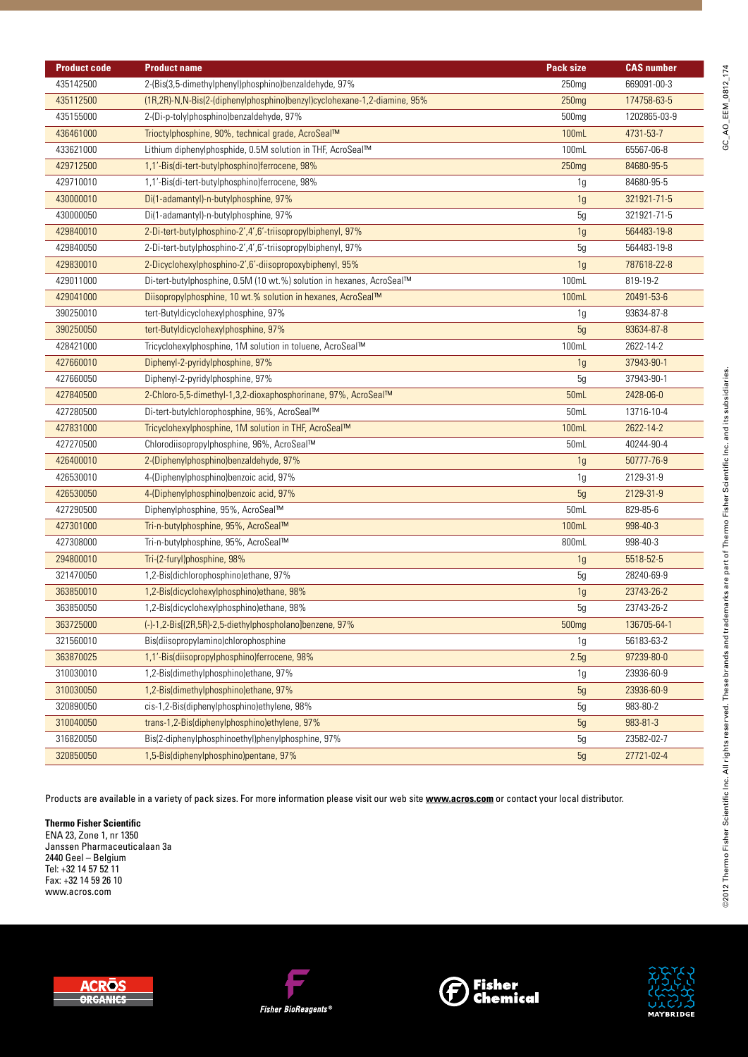| Product code | Product name | Pack size | CAS number |
| --- | --- | --- | --- |
| 435142500 | 2-(Bis(3,5-dimethylphenyl)phosphino)benzaldehyde, 97% | 250mg | 669091-00-3 |
| 435112500 | (1R,2R)-N,N-Bis(2-(diphenylphosphino)benzyl)cyclohexane-1,2-diamine, 95% | 250mg | 174758-63-5 |
| 435155000 | 2-(Di-p-tolylphosphino)benzaldehyde, 97% | 500mg | 1202865-03-9 |
| 436461000 | Trioctylphosphine, 90%, technical grade, AcroSeal™ | 100mL | 4731-53-7 |
| 433621000 | Lithium diphenylphosphide, 0.5M solution in THF, AcroSeal™ | 100mL | 65567-06-8 |
| 429712500 | 1,1'-Bis(di-tert-butylphosphino)ferrocene, 98% | 250mg | 84680-95-5 |
| 429710010 | 1,1'-Bis(di-tert-butylphosphino)ferrocene, 98% | 1g | 84680-95-5 |
| 430000010 | Di(1-adamantyl)-n-butylphosphine, 97% | 1g | 321921-71-5 |
| 430000050 | Di(1-adamantyl)-n-butylphosphine, 97% | 5g | 321921-71-5 |
| 429840010 | 2-Di-tert-butylphosphino-2',4',6'-triisopropylbiphenyl, 97% | 1g | 564483-19-8 |
| 429840050 | 2-Di-tert-butylphosphino-2',4',6'-triisopropylbiphenyl, 97% | 5g | 564483-19-8 |
| 429830010 | 2-Dicyclohexylphosphino-2',6'-diisopropoxybiphenyl, 95% | 1g | 787618-22-8 |
| 429011000 | Di-tert-butylphosphine, 0.5M (10 wt.%) solution in hexanes, AcroSeal™ | 100mL | 819-19-2 |
| 429041000 | Diisopropylphosphine, 10 wt.% solution in hexanes, AcroSeal™ | 100mL | 20491-53-6 |
| 390250010 | tert-Butyldicyclohexylphosphine, 97% | 1g | 93634-87-8 |
| 390250050 | tert-Butyldicyclohexylphosphine, 97% | 5g | 93634-87-8 |
| 428421000 | Tricyclohexylphosphine, 1M solution in toluene, AcroSeal™ | 100mL | 2622-14-2 |
| 427660010 | Diphenyl-2-pyridylphosphine, 97% | 1g | 37943-90-1 |
| 427660050 | Diphenyl-2-pyridylphosphine, 97% | 5g | 37943-90-1 |
| 427840500 | 2-Chloro-5,5-dimethyl-1,3,2-dioxaphosphorinane, 97%, AcroSeal™ | 50mL | 2428-06-0 |
| 427280500 | Di-tert-butylchlorophosphine, 96%, AcroSeal™ | 50mL | 13716-10-4 |
| 427831000 | Tricyclohexylphosphine, 1M solution in THF, AcroSeal™ | 100mL | 2622-14-2 |
| 427270500 | Chlorodiisopropylphosphine, 96%, AcroSeal™ | 50mL | 40244-90-4 |
| 426400010 | 2-(Diphenylphosphino)benzaldehyde, 97% | 1g | 50777-76-9 |
| 426530010 | 4-(Diphenylphosphino)benzoic acid, 97% | 1g | 2129-31-9 |
| 426530050 | 4-(Diphenylphosphino)benzoic acid, 97% | 5g | 2129-31-9 |
| 427290500 | Diphenylphosphine, 95%, AcroSeal™ | 50mL | 829-85-6 |
| 427301000 | Tri-n-butylphosphine, 95%, AcroSeal™ | 100mL | 998-40-3 |
| 427308000 | Tri-n-butylphosphine, 95%, AcroSeal™ | 800mL | 998-40-3 |
| 294800010 | Tri-(2-furyl)phosphine, 98% | 1g | 5518-52-5 |
| 321470050 | 1,2-Bis(dichlorophosphino)ethane, 97% | 5g | 28240-69-9 |
| 363850010 | 1,2-Bis(dicyclohexylphosphino)ethane, 98% | 1g | 23743-26-2 |
| 363850050 | 1,2-Bis(dicyclohexylphosphino)ethane, 98% | 5g | 23743-26-2 |
| 363725000 | (-)-1,2-Bis[(2R,5R)-2,5-diethylphospholano]benzene, 97% | 500mg | 136705-64-1 |
| 321560010 | Bis(diisopropylamino)chlorophosphine | 1g | 56183-63-2 |
| 363870025 | 1,1'-Bis(diisopropylphosphino)ferrocene, 98% | 2.5g | 97239-80-0 |
| 310030010 | 1,2-Bis(dimethylphosphino)ethane, 97% | 1g | 23936-60-9 |
| 310030050 | 1,2-Bis(dimethylphosphino)ethane, 97% | 5g | 23936-60-9 |
| 320890050 | cis-1,2-Bis(diphenylphosphino)ethylene, 98% | 5g | 983-80-2 |
| 310040050 | trans-1,2-Bis(diphenylphosphino)ethylene, 97% | 5g | 983-81-3 |
| 316820050 | Bis(2-diphenylphosphinoethyl)phenylphosphine, 97% | 5g | 23582-02-7 |
| 320850050 | 1,5-Bis(diphenylphosphino)pentane, 97% | 5g | 27721-02-4 |

Products are available in a variety of pack sizes. For more information please visit our web site **www.acros.com** or contact your local distributor.

**Thermo Fisher Scientific**
ENA 23, Zone 1, nr 1350
Janssen Pharmaceuticalaan 3a
2440 Geel – Belgium
Tel: +32 14 57 52 11
Fax: +32 14 59 26 10
www.acros.com

©2012 Thermo Fisher Scientific Inc. All rights reserved. These brands and trademarks are part of Thermo Fisher Scientific Inc. and its subsidiaries.

GC_AO_EEM_0812_174

ACROS ORGANICS

Fisher BioReagents®

Fisher Chemical

MAYBRIDGE